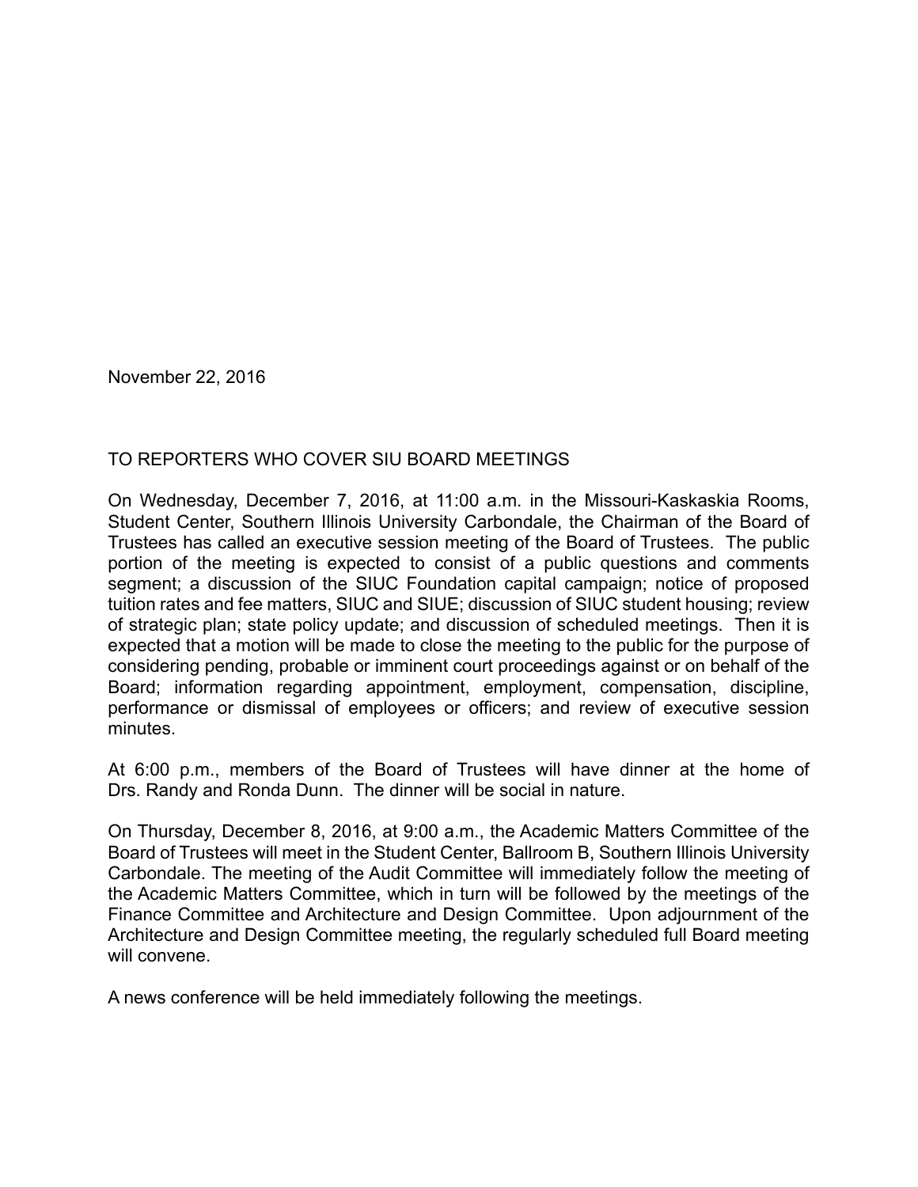November 22, 2016

TO REPORTERS WHO COVER SIU BOARD MEETINGS

On Wednesday, December 7, 2016, at 11:00 a.m. in the Missouri-Kaskaskia Rooms, Student Center, Southern Illinois University Carbondale, the Chairman of the Board of Trustees has called an executive session meeting of the Board of Trustees. The public portion of the meeting is expected to consist of a public questions and comments segment; a discussion of the SIUC Foundation capital campaign; notice of proposed tuition rates and fee matters, SIUC and SIUE; discussion of SIUC student housing; review of strategic plan; state policy update; and discussion of scheduled meetings. Then it is expected that a motion will be made to close the meeting to the public for the purpose of considering pending, probable or imminent court proceedings against or on behalf of the Board; information regarding appointment, employment, compensation, discipline, performance or dismissal of employees or officers; and review of executive session minutes.

At 6:00 p.m., members of the Board of Trustees will have dinner at the home of Drs. Randy and Ronda Dunn. The dinner will be social in nature.

On Thursday, December 8, 2016, at 9:00 a.m., the Academic Matters Committee of the Board of Trustees will meet in the Student Center, Ballroom B, Southern Illinois University Carbondale. The meeting of the Audit Committee will immediately follow the meeting of the Academic Matters Committee, which in turn will be followed by the meetings of the Finance Committee and Architecture and Design Committee. Upon adjournment of the Architecture and Design Committee meeting, the regularly scheduled full Board meeting will convene.

A news conference will be held immediately following the meetings.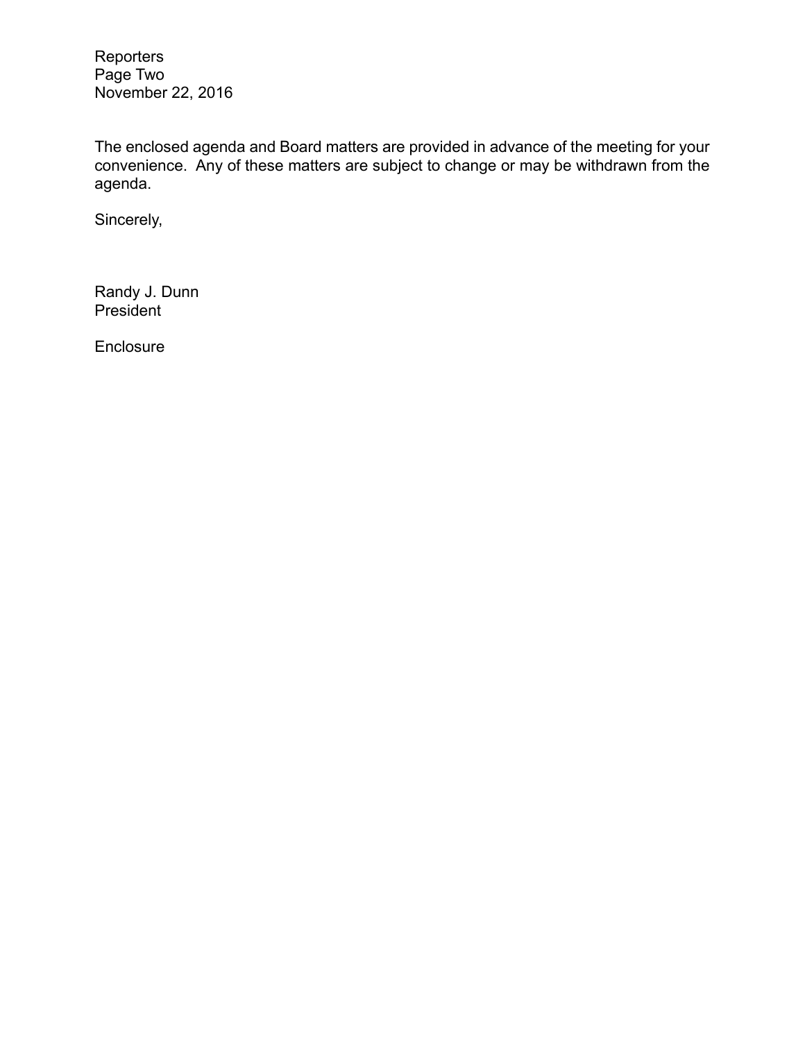The enclosed agenda and Board matters are provided in advance of the meeting for your convenience. Any of these matters are subject to change or may be withdrawn from the agenda.

Sincerely,

Randy J. Dunn
President

Enclosure